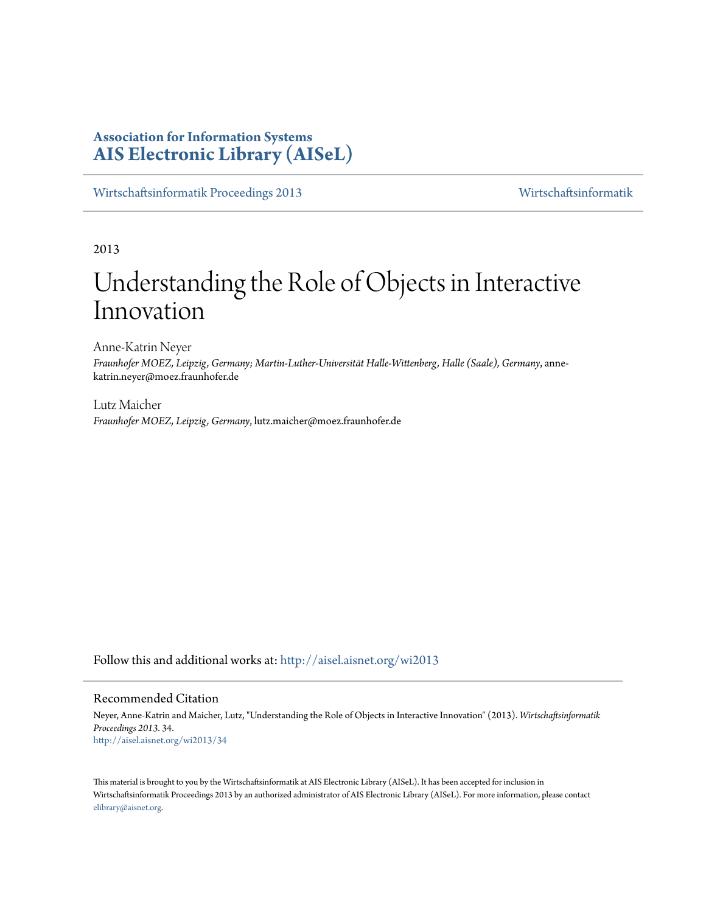**Association for Information Systems**
**AIS Electronic Library (AISeL)**

Wirtschaftsinformatik Proceedings 2013 | Wirtschaftsinformatik

2013

# Understanding the Role of Objects in Interactive Innovation

Anne-Katrin Neyer
*Fraunhofer MOEZ, Leipzig, Germany; Martin-Luther-Universität Halle-Wittenberg, Halle (Saale), Germany*, anne-katrin.neyer@moez.fraunhofer.de

Lutz Maicher
*Fraunhofer MOEZ, Leipzig, Germany*, lutz.maicher@moez.fraunhofer.de

Follow this and additional works at: http://aisel.aisnet.org/wi2013

## Recommended Citation

Neyer, Anne-Katrin and Maicher, Lutz, "Understanding the Role of Objects in Interactive Innovation" (2013). *Wirtschaftsinformatik Proceedings 2013*. 34.
http://aisel.aisnet.org/wi2013/34

This material is brought to you by the Wirtschaftsinformatik at AIS Electronic Library (AISeL). It has been accepted for inclusion in Wirtschaftsinformatik Proceedings 2013 by an authorized administrator of AIS Electronic Library (AISeL). For more information, please contact elibrary@aisnet.org.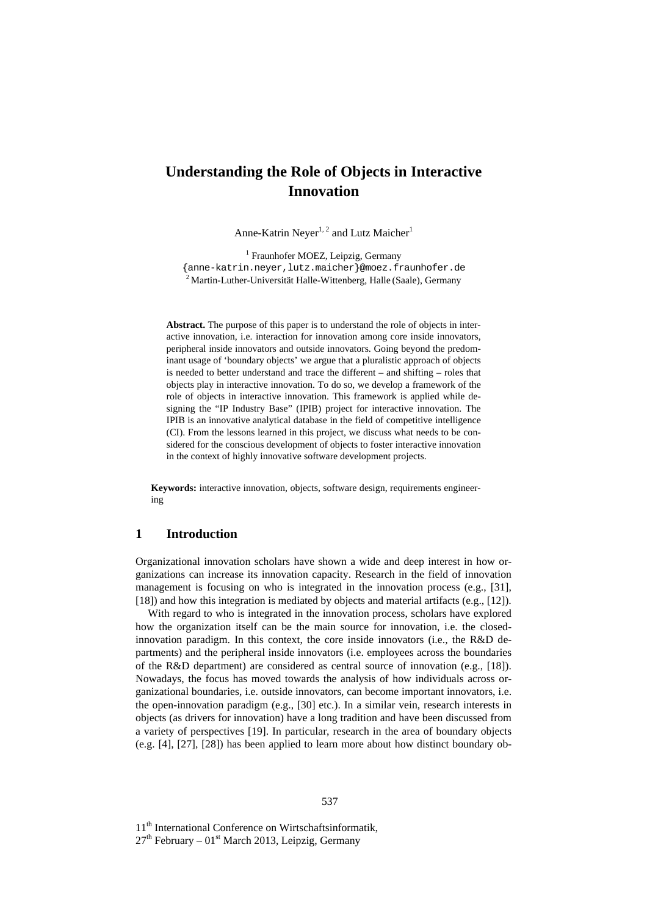# Understanding the Role of Objects in Interactive Innovation

Anne-Katrin Neyer[1, 2] and Lutz Maicher[1]

[1] Fraunhofer MOEZ, Leipzig, Germany
{anne-katrin.neyer,lutz.maicher}@moez.fraunhofer.de
[2] Martin-Luther-Universität Halle-Wittenberg, Halle (Saale), Germany

**Abstract.** The purpose of this paper is to understand the role of objects in interactive innovation, i.e. interaction for innovation among core inside innovators, peripheral inside innovators and outside innovators. Going beyond the predominant usage of 'boundary objects' we argue that a pluralistic approach of objects is needed to better understand and trace the different – and shifting – roles that objects play in interactive innovation. To do so, we develop a framework of the role of objects in interactive innovation. This framework is applied while designing the "IP Industry Base" (IPIB) project for interactive innovation. The IPIB is an innovative analytical database in the field of competitive intelligence (CI). From the lessons learned in this project, we discuss what needs to be considered for the conscious development of objects to foster interactive innovation in the context of highly innovative software development projects.

**Keywords:** interactive innovation, objects, software design, requirements engineering

## 1 Introduction

Organizational innovation scholars have shown a wide and deep interest in how organizations can increase its innovation capacity. Research in the field of innovation management is focusing on who is integrated in the innovation process (e.g., [31], [18]) and how this integration is mediated by objects and material artifacts (e.g., [12]).

With regard to who is integrated in the innovation process, scholars have explored how the organization itself can be the main source for innovation, i.e. the closed-innovation paradigm. In this context, the core inside innovators (i.e., the R&D departments) and the peripheral inside innovators (i.e. employees across the boundaries of the R&D department) are considered as central source of innovation (e.g., [18]). Nowadays, the focus has moved towards the analysis of how individuals across organizational boundaries, i.e. outside innovators, can become important innovators, i.e. the open-innovation paradigm (e.g., [30] etc.). In a similar vein, research interests in objects (as drivers for innovation) have a long tradition and have been discussed from a variety of perspectives [19]. In particular, research in the area of boundary objects (e.g. [4], [27], [28]) has been applied to learn more about how distinct boundary ob-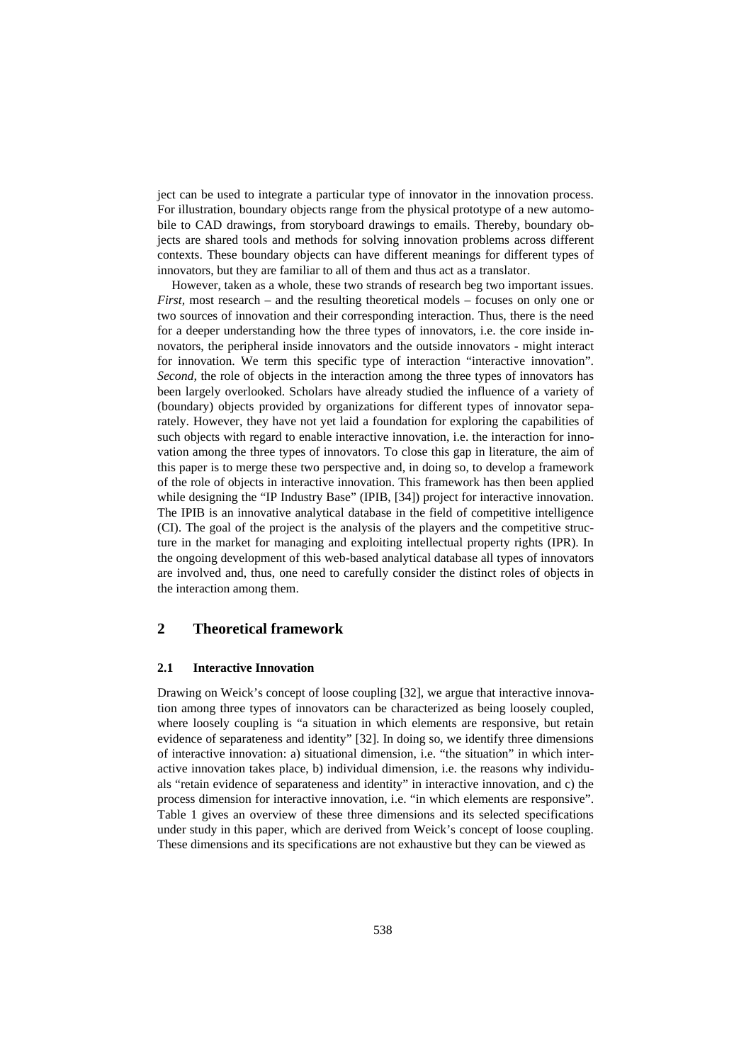ject can be used to integrate a particular type of innovator in the innovation process. For illustration, boundary objects range from the physical prototype of a new automobile to CAD drawings, from storyboard drawings to emails. Thereby, boundary objects are shared tools and methods for solving innovation problems across different contexts. These boundary objects can have different meanings for different types of innovators, but they are familiar to all of them and thus act as a translator.

However, taken as a whole, these two strands of research beg two important issues. *First*, most research – and the resulting theoretical models – focuses on only one or two sources of innovation and their corresponding interaction. Thus, there is the need for a deeper understanding how the three types of innovators, i.e. the core inside innovators, the peripheral inside innovators and the outside innovators - might interact for innovation. We term this specific type of interaction "interactive innovation". *Second,* the role of objects in the interaction among the three types of innovators has been largely overlooked. Scholars have already studied the influence of a variety of (boundary) objects provided by organizations for different types of innovator separately. However, they have not yet laid a foundation for exploring the capabilities of such objects with regard to enable interactive innovation, i.e. the interaction for innovation among the three types of innovators. To close this gap in literature, the aim of this paper is to merge these two perspective and, in doing so, to develop a framework of the role of objects in interactive innovation. This framework has then been applied while designing the "IP Industry Base" (IPIB, [34]) project for interactive innovation. The IPIB is an innovative analytical database in the field of competitive intelligence (CI). The goal of the project is the analysis of the players and the competitive structure in the market for managing and exploiting intellectual property rights (IPR). In the ongoing development of this web-based analytical database all types of innovators are involved and, thus, one need to carefully consider the distinct roles of objects in the interaction among them.

## 2 Theoretical framework

### 2.1 Interactive Innovation

Drawing on Weick's concept of loose coupling [32], we argue that interactive innovation among three types of innovators can be characterized as being loosely coupled, where loosely coupling is "a situation in which elements are responsive, but retain evidence of separateness and identity" [32]. In doing so, we identify three dimensions of interactive innovation: a) situational dimension, i.e. "the situation" in which interactive innovation takes place, b) individual dimension, i.e. the reasons why individuals "retain evidence of separateness and identity" in interactive innovation, and c) the process dimension for interactive innovation, i.e. "in which elements are responsive". Table 1 gives an overview of these three dimensions and its selected specifications under study in this paper, which are derived from Weick's concept of loose coupling. These dimensions and its specifications are not exhaustive but they can be viewed as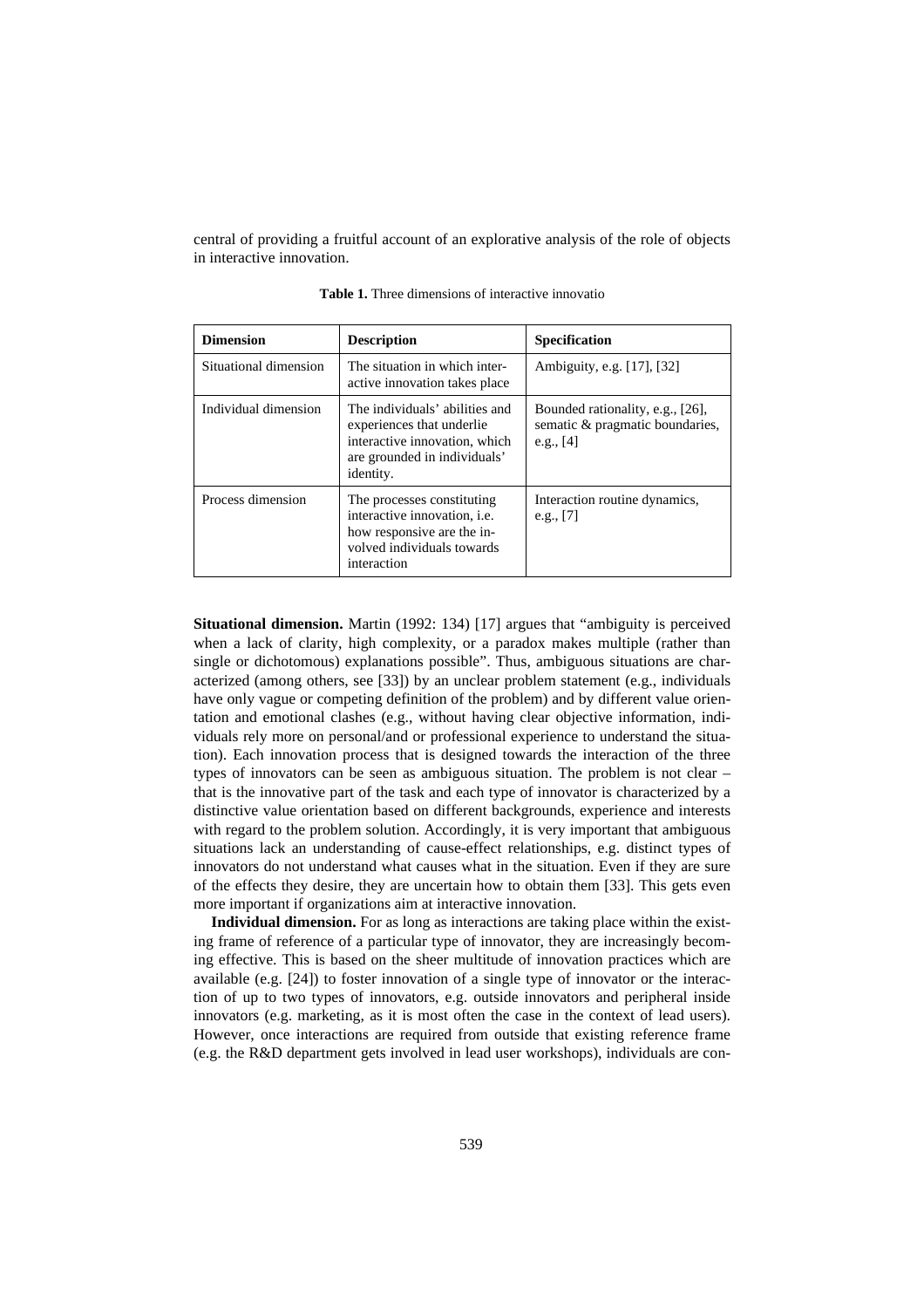central of providing a fruitful account of an explorative analysis of the role of objects in interactive innovation.

**Table 1.** Three dimensions of interactive innovatio

| **Dimension** | **Description** | **Specification** |
| --- | --- | --- |
| Situational dimension | The situation in which interactive innovation takes place | Ambiguity, e.g. [17], [32] |
| Individual dimension | The individuals' abilities and experiences that underlie interactive innovation, which are grounded in individuals' identity. | Bounded rationality, e.g., [26], sematic & pragmatic boundaries, e.g., [4] |
| Process dimension | The processes constituting interactive innovation, i.e. how responsive are the involved individuals towards interaction | Interaction routine dynamics, e.g., [7] |

**Situational dimension.** Martin (1992: 134) [17] argues that "ambiguity is perceived when a lack of clarity, high complexity, or a paradox makes multiple (rather than single or dichotomous) explanations possible". Thus, ambiguous situations are characterized (among others, see [33]) by an unclear problem statement (e.g., individuals have only vague or competing definition of the problem) and by different value orientation and emotional clashes (e.g., without having clear objective information, individuals rely more on personal/and or professional experience to understand the situation). Each innovation process that is designed towards the interaction of the three types of innovators can be seen as ambiguous situation. The problem is not clear – that is the innovative part of the task and each type of innovator is characterized by a distinctive value orientation based on different backgrounds, experience and interests with regard to the problem solution. Accordingly, it is very important that ambiguous situations lack an understanding of cause-effect relationships, e.g. distinct types of innovators do not understand what causes what in the situation. Even if they are sure of the effects they desire, they are uncertain how to obtain them [33]. This gets even more important if organizations aim at interactive innovation.

**Individual dimension.** For as long as interactions are taking place within the existing frame of reference of a particular type of innovator, they are increasingly becoming effective. This is based on the sheer multitude of innovation practices which are available (e.g. [24]) to foster innovation of a single type of innovator or the interaction of up to two types of innovators, e.g. outside innovators and peripheral inside innovators (e.g. marketing, as it is most often the case in the context of lead users). However, once interactions are required from outside that existing reference frame (e.g. the R&D department gets involved in lead user workshops), individuals are con-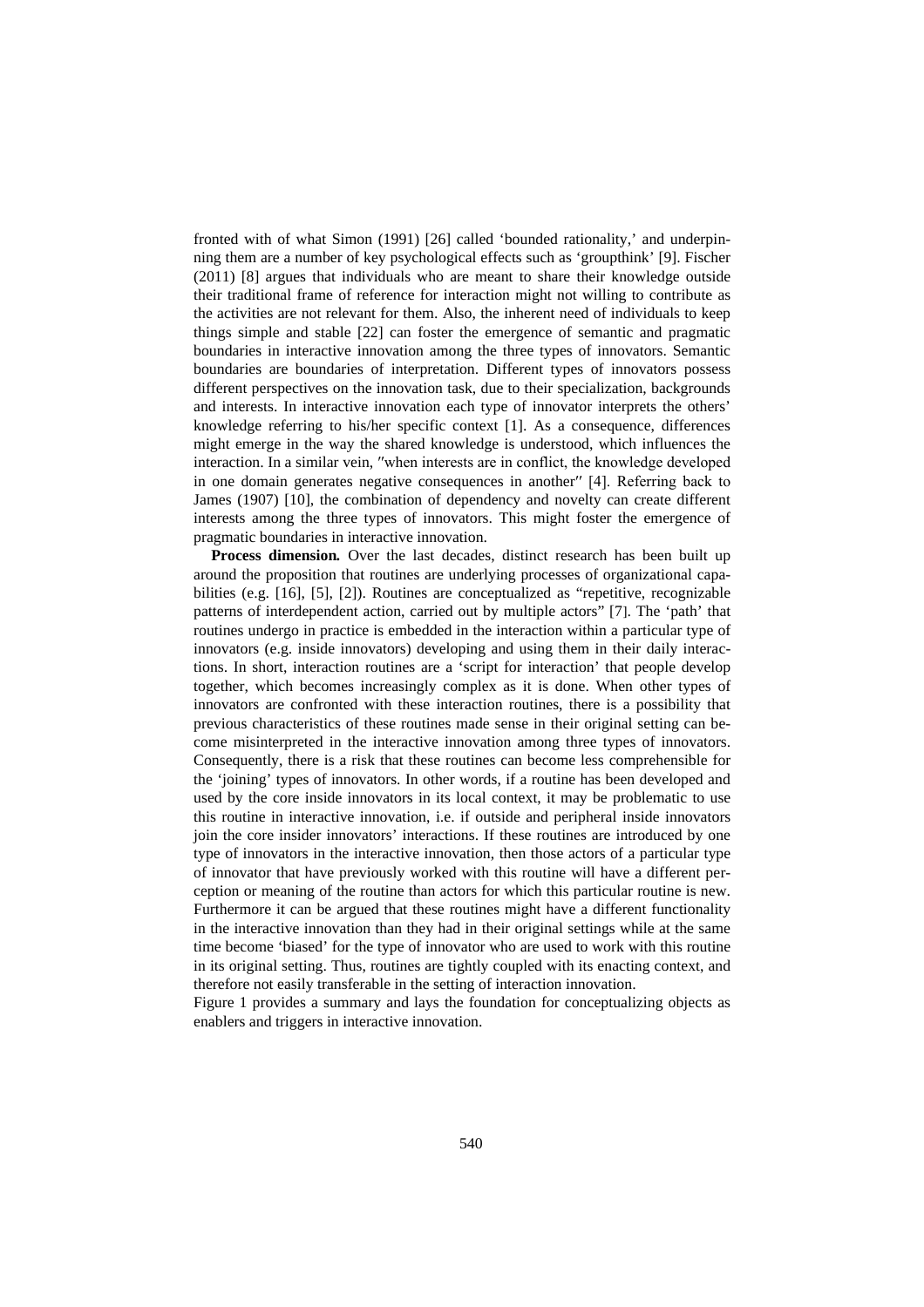fronted with of what Simon (1991) [26] called 'bounded rationality,' and underpinning them are a number of key psychological effects such as 'groupthink' [9]. Fischer (2011) [8] argues that individuals who are meant to share their knowledge outside their traditional frame of reference for interaction might not willing to contribute as the activities are not relevant for them. Also, the inherent need of individuals to keep things simple and stable [22] can foster the emergence of semantic and pragmatic boundaries in interactive innovation among the three types of innovators. Semantic boundaries are boundaries of interpretation. Different types of innovators possess different perspectives on the innovation task, due to their specialization, backgrounds and interests. In interactive innovation each type of innovator interprets the others' knowledge referring to his/her specific context [1]. As a consequence, differences might emerge in the way the shared knowledge is understood, which influences the interaction. In a similar vein, ″when interests are in conflict, the knowledge developed in one domain generates negative consequences in another″ [4]. Referring back to James (1907) [10], the combination of dependency and novelty can create different interests among the three types of innovators. This might foster the emergence of pragmatic boundaries in interactive innovation.

**Process dimension.** Over the last decades, distinct research has been built up around the proposition that routines are underlying processes of organizational capabilities (e.g. [16], [5], [2]). Routines are conceptualized as "repetitive, recognizable patterns of interdependent action, carried out by multiple actors" [7]. The 'path' that routines undergo in practice is embedded in the interaction within a particular type of innovators (e.g. inside innovators) developing and using them in their daily interactions. In short, interaction routines are a 'script for interaction' that people develop together, which becomes increasingly complex as it is done. When other types of innovators are confronted with these interaction routines, there is a possibility that previous characteristics of these routines made sense in their original setting can become misinterpreted in the interactive innovation among three types of innovators. Consequently, there is a risk that these routines can become less comprehensible for the 'joining' types of innovators. In other words, if a routine has been developed and used by the core inside innovators in its local context, it may be problematic to use this routine in interactive innovation, i.e. if outside and peripheral inside innovators join the core insider innovators' interactions. If these routines are introduced by one type of innovators in the interactive innovation, then those actors of a particular type of innovator that have previously worked with this routine will have a different perception or meaning of the routine than actors for which this particular routine is new. Furthermore it can be argued that these routines might have a different functionality in the interactive innovation than they had in their original settings while at the same time become 'biased' for the type of innovator who are used to work with this routine in its original setting. Thus, routines are tightly coupled with its enacting context, and therefore not easily transferable in the setting of interaction innovation.

Figure 1 provides a summary and lays the foundation for conceptualizing objects as enablers and triggers in interactive innovation.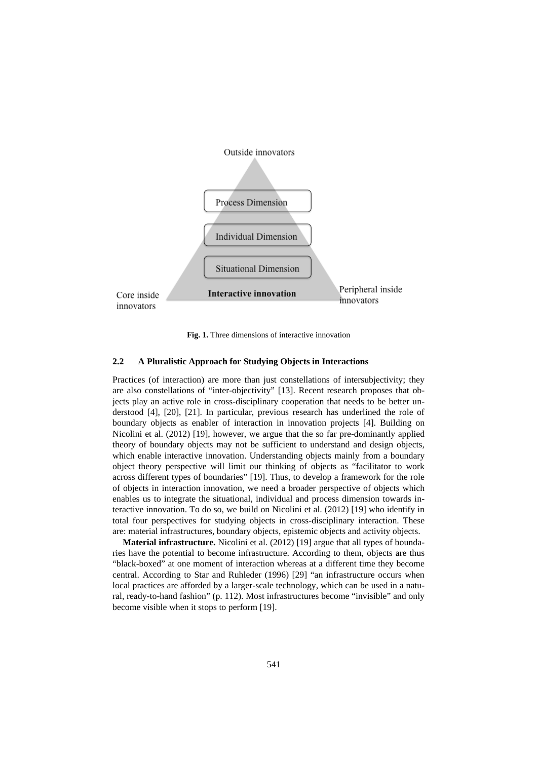Outside innovators

Process Dimension

Individual Dimension

Situational Dimension

Core inside innovators

**Interactive innovation**

Peripheral inside innovators

**Fig. 1.** Three dimensions of interactive innovation

### 2.2 A Pluralistic Approach for Studying Objects in Interactions

Practices (of interaction) are more than just constellations of intersubjectivity; they are also constellations of "inter-objectivity" [13]. Recent research proposes that objects play an active role in cross-disciplinary cooperation that needs to be better understood [4], [20], [21]. In particular, previous research has underlined the role of boundary objects as enabler of interaction in innovation projects [4]. Building on Nicolini et al. (2012) [19], however, we argue that the so far pre-dominantly applied theory of boundary objects may not be sufficient to understand and design objects, which enable interactive innovation. Understanding objects mainly from a boundary object theory perspective will limit our thinking of objects as "facilitator to work across different types of boundaries" [19]. Thus, to develop a framework for the role of objects in interaction innovation, we need a broader perspective of objects which enables us to integrate the situational, individual and process dimension towards interactive innovation. To do so, we build on Nicolini et al. (2012) [19] who identify in total four perspectives for studying objects in cross-disciplinary interaction. These are: material infrastructures, boundary objects, epistemic objects and activity objects.

**Material infrastructure.** Nicolini et al. (2012) [19] argue that all types of boundaries have the potential to become infrastructure. According to them, objects are thus "black-boxed" at one moment of interaction whereas at a different time they become central. According to Star and Ruhleder (1996) [29] "an infrastructure occurs when local practices are afforded by a larger-scale technology, which can be used in a natural, ready-to-hand fashion" (p. 112). Most infrastructures become "invisible" and only become visible when it stops to perform [19].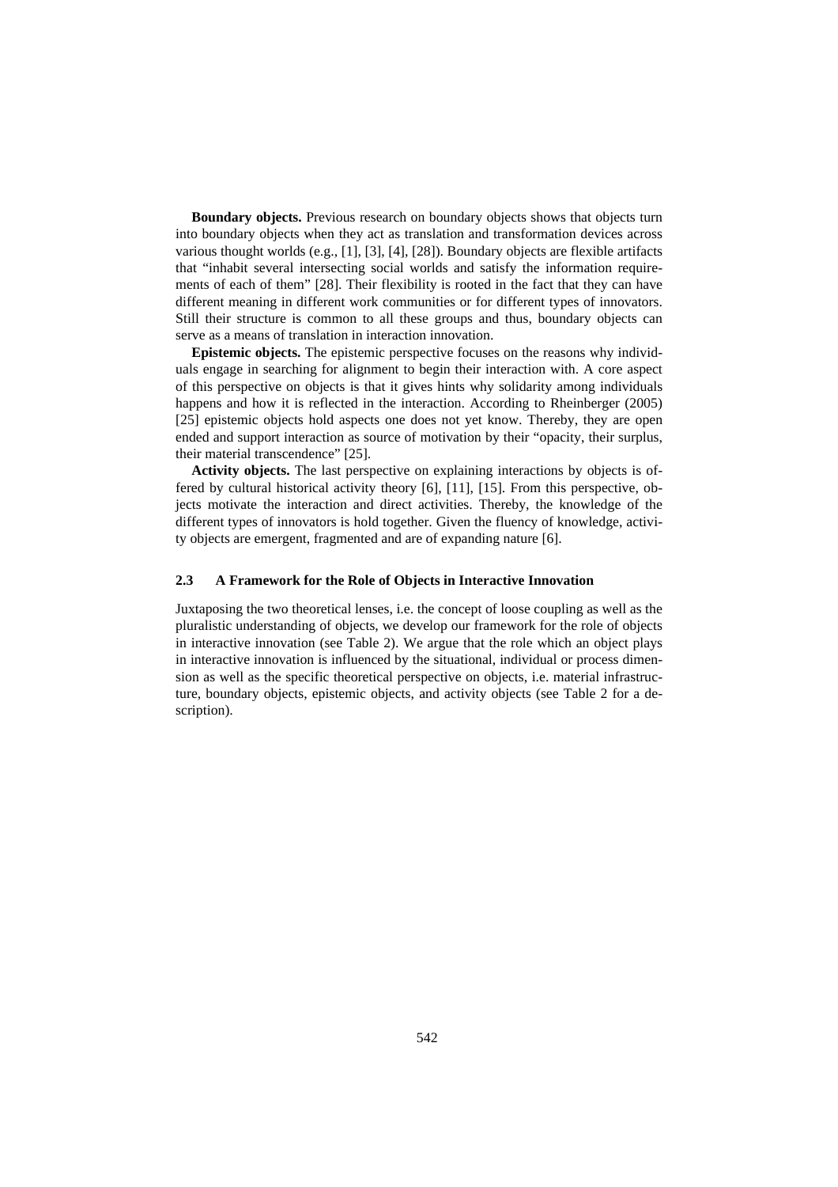**Boundary objects.** Previous research on boundary objects shows that objects turn into boundary objects when they act as translation and transformation devices across various thought worlds (e.g., [1], [3], [4], [28]). Boundary objects are flexible artifacts that "inhabit several intersecting social worlds and satisfy the information requirements of each of them" [28]. Their flexibility is rooted in the fact that they can have different meaning in different work communities or for different types of innovators. Still their structure is common to all these groups and thus, boundary objects can serve as a means of translation in interaction innovation.

**Epistemic objects.** The epistemic perspective focuses on the reasons why individuals engage in searching for alignment to begin their interaction with. A core aspect of this perspective on objects is that it gives hints why solidarity among individuals happens and how it is reflected in the interaction. According to Rheinberger (2005) [25] epistemic objects hold aspects one does not yet know. Thereby, they are open ended and support interaction as source of motivation by their "opacity, their surplus, their material transcendence" [25].

**Activity objects.** The last perspective on explaining interactions by objects is offered by cultural historical activity theory [6], [11], [15]. From this perspective, objects motivate the interaction and direct activities. Thereby, the knowledge of the different types of innovators is hold together. Given the fluency of knowledge, activity objects are emergent, fragmented and are of expanding nature [6].

### 2.3 A Framework for the Role of Objects in Interactive Innovation

Juxtaposing the two theoretical lenses, i.e. the concept of loose coupling as well as the pluralistic understanding of objects, we develop our framework for the role of objects in interactive innovation (see Table 2). We argue that the role which an object plays in interactive innovation is influenced by the situational, individual or process dimension as well as the specific theoretical perspective on objects, i.e. material infrastructure, boundary objects, epistemic objects, and activity objects (see Table 2 for a description).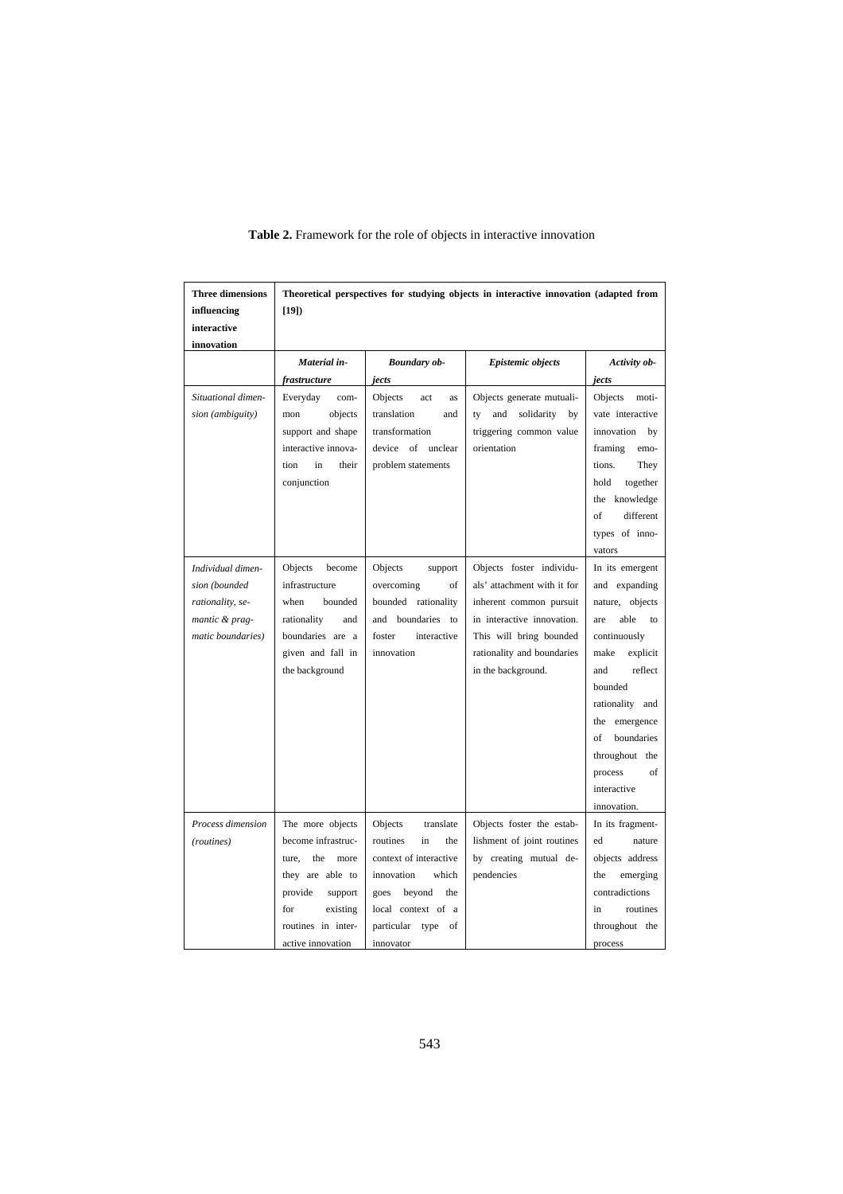**Table 2.** Framework for the role of objects in interactive innovation

| **Three dimensions influencing interactive innovation** | **Theoretical perspectives for studying objects in interactive innovation (adapted from [19])** | | | |
|---|---|---|---|---|
| | ***Material infrastructure*** | ***Boundary objects*** | ***Epistemic objects*** | ***Activity objects*** |
| *Situational dimension (ambiguity)* | Everyday common objects support and shape interactive innovation in their conjunction | Objects act as translation and transformation device of unclear problem statements | Objects generate mutuality and solidarity by triggering common value orientation | Objects motivate interactive innovation by framing emotions. They hold together the knowledge of different types of innovators |
| *Individual dimension (bounded rationality, semantic & pragmatic boundaries)* | Objects become infrastructure when bounded rationality and boundaries are a given and fall in the background | Objects support overcoming of bounded rationality and boundaries to foster interactive innovation | Objects foster individuals' attachment with it for inherent common pursuit in interactive innovation. This will bring bounded rationality and boundaries in the background. | In its emergent and expanding nature, objects are able to continuously make explicit and reflect bounded rationality and the emergence of boundaries throughout the process of interactive innovation. |
| *Process dimension (routines)* | The more objects become infrastructure, the more they are able to provide support for existing routines in interactive innovation | Objects translate routines in the context of interactive innovation which goes beyond the local context of a particular type of innovator | Objects foster the establishment of joint routines by creating mutual dependencies | In its fragmented nature objects address the emerging contradictions in routines throughout the process |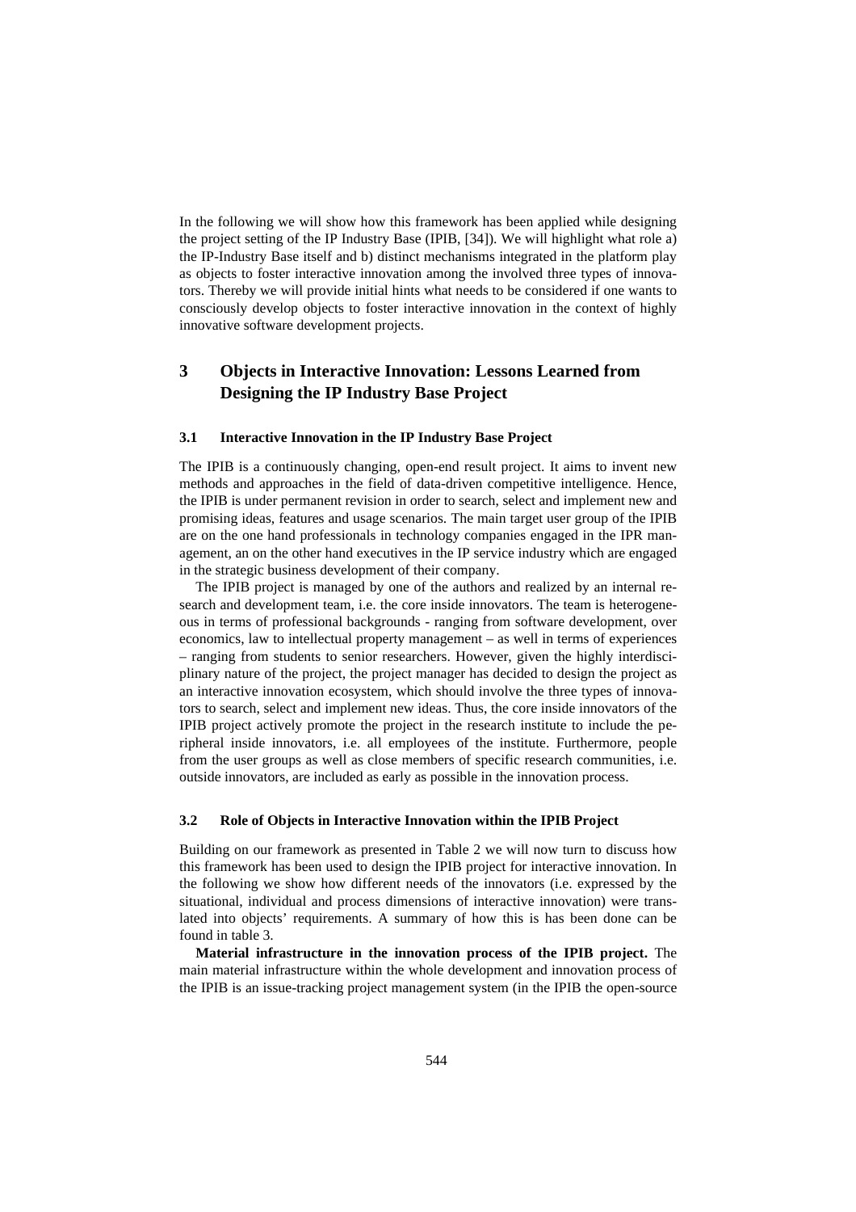In the following we will show how this framework has been applied while designing the project setting of the IP Industry Base (IPIB, [34]). We will highlight what role a) the IP-Industry Base itself and b) distinct mechanisms integrated in the platform play as objects to foster interactive innovation among the involved three types of innovators. Thereby we will provide initial hints what needs to be considered if one wants to consciously develop objects to foster interactive innovation in the context of highly innovative software development projects.

## 3 Objects in Interactive Innovation: Lessons Learned from Designing the IP Industry Base Project

### 3.1 Interactive Innovation in the IP Industry Base Project

The IPIB is a continuously changing, open-end result project. It aims to invent new methods and approaches in the field of data-driven competitive intelligence. Hence, the IPIB is under permanent revision in order to search, select and implement new and promising ideas, features and usage scenarios. The main target user group of the IPIB are on the one hand professionals in technology companies engaged in the IPR management, an on the other hand executives in the IP service industry which are engaged in the strategic business development of their company.

The IPIB project is managed by one of the authors and realized by an internal research and development team, i.e. the core inside innovators. The team is heterogeneous in terms of professional backgrounds - ranging from software development, over economics, law to intellectual property management – as well in terms of experiences – ranging from students to senior researchers. However, given the highly interdisciplinary nature of the project, the project manager has decided to design the project as an interactive innovation ecosystem, which should involve the three types of innovators to search, select and implement new ideas. Thus, the core inside innovators of the IPIB project actively promote the project in the research institute to include the peripheral inside innovators, i.e. all employees of the institute. Furthermore, people from the user groups as well as close members of specific research communities, i.e. outside innovators, are included as early as possible in the innovation process.

### 3.2 Role of Objects in Interactive Innovation within the IPIB Project

Building on our framework as presented in Table 2 we will now turn to discuss how this framework has been used to design the IPIB project for interactive innovation. In the following we show how different needs of the innovators (i.e. expressed by the situational, individual and process dimensions of interactive innovation) were translated into objects' requirements. A summary of how this is has been done can be found in table 3.

**Material infrastructure in the innovation process of the IPIB project.** The main material infrastructure within the whole development and innovation process of the IPIB is an issue-tracking project management system (in the IPIB the open-source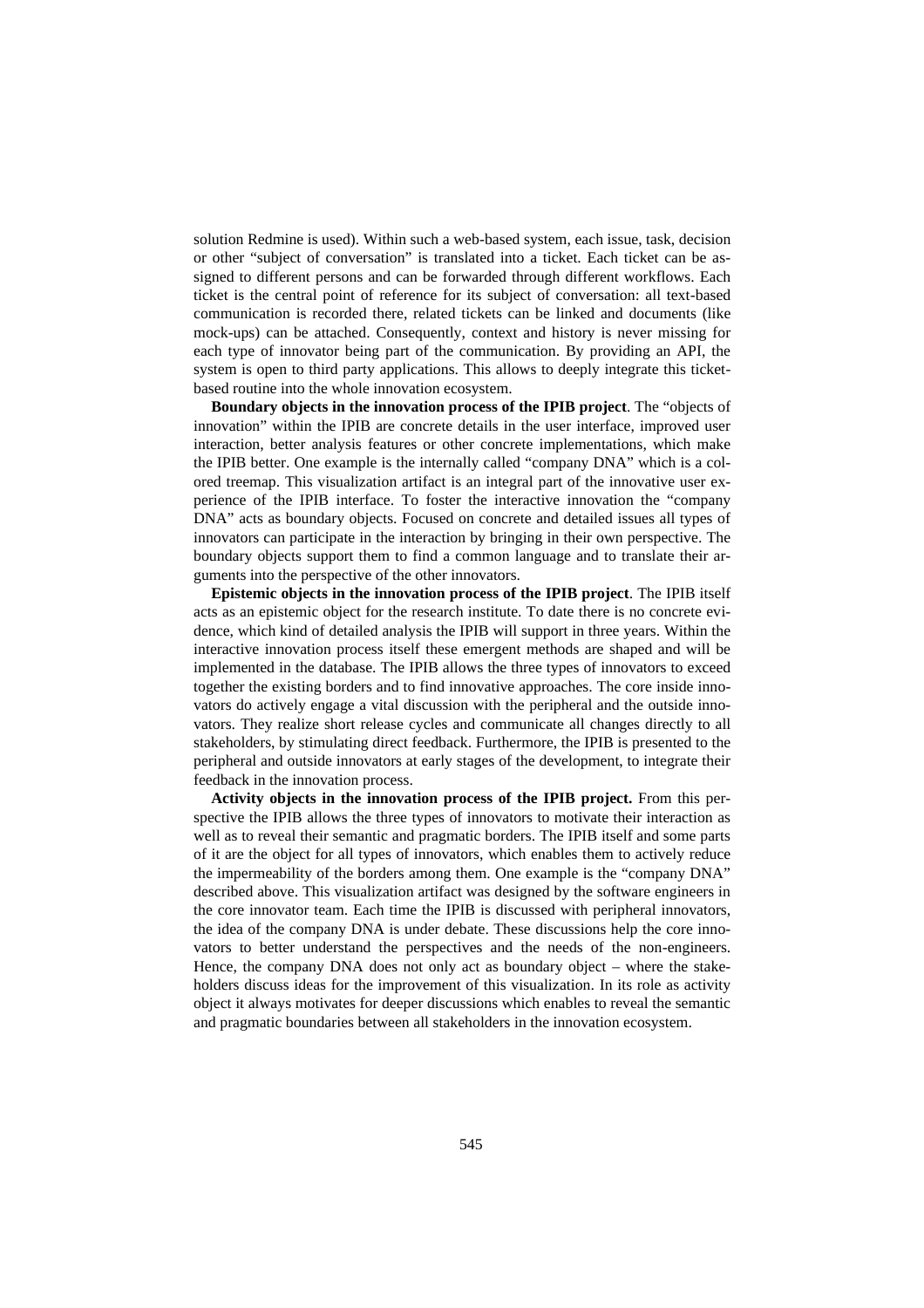solution Redmine is used). Within such a web-based system, each issue, task, decision or other "subject of conversation" is translated into a ticket. Each ticket can be assigned to different persons and can be forwarded through different workflows. Each ticket is the central point of reference for its subject of conversation: all text-based communication is recorded there, related tickets can be linked and documents (like mock-ups) can be attached. Consequently, context and history is never missing for each type of innovator being part of the communication. By providing an API, the system is open to third party applications. This allows to deeply integrate this ticket-based routine into the whole innovation ecosystem.

**Boundary objects in the innovation process of the IPIB project**. The "objects of innovation" within the IPIB are concrete details in the user interface, improved user interaction, better analysis features or other concrete implementations, which make the IPIB better. One example is the internally called "company DNA" which is a colored treemap. This visualization artifact is an integral part of the innovative user experience of the IPIB interface. To foster the interactive innovation the "company DNA" acts as boundary objects. Focused on concrete and detailed issues all types of innovators can participate in the interaction by bringing in their own perspective. The boundary objects support them to find a common language and to translate their arguments into the perspective of the other innovators.

**Epistemic objects in the innovation process of the IPIB project**. The IPIB itself acts as an epistemic object for the research institute. To date there is no concrete evidence, which kind of detailed analysis the IPIB will support in three years. Within the interactive innovation process itself these emergent methods are shaped and will be implemented in the database. The IPIB allows the three types of innovators to exceed together the existing borders and to find innovative approaches. The core inside innovators do actively engage a vital discussion with the peripheral and the outside innovators. They realize short release cycles and communicate all changes directly to all stakeholders, by stimulating direct feedback. Furthermore, the IPIB is presented to the peripheral and outside innovators at early stages of the development, to integrate their feedback in the innovation process.

**Activity objects in the innovation process of the IPIB project.** From this perspective the IPIB allows the three types of innovators to motivate their interaction as well as to reveal their semantic and pragmatic borders. The IPIB itself and some parts of it are the object for all types of innovators, which enables them to actively reduce the impermeability of the borders among them. One example is the "company DNA" described above. This visualization artifact was designed by the software engineers in the core innovator team. Each time the IPIB is discussed with peripheral innovators, the idea of the company DNA is under debate. These discussions help the core innovators to better understand the perspectives and the needs of the non-engineers. Hence, the company DNA does not only act as boundary object – where the stakeholders discuss ideas for the improvement of this visualization. In its role as activity object it always motivates for deeper discussions which enables to reveal the semantic and pragmatic boundaries between all stakeholders in the innovation ecosystem.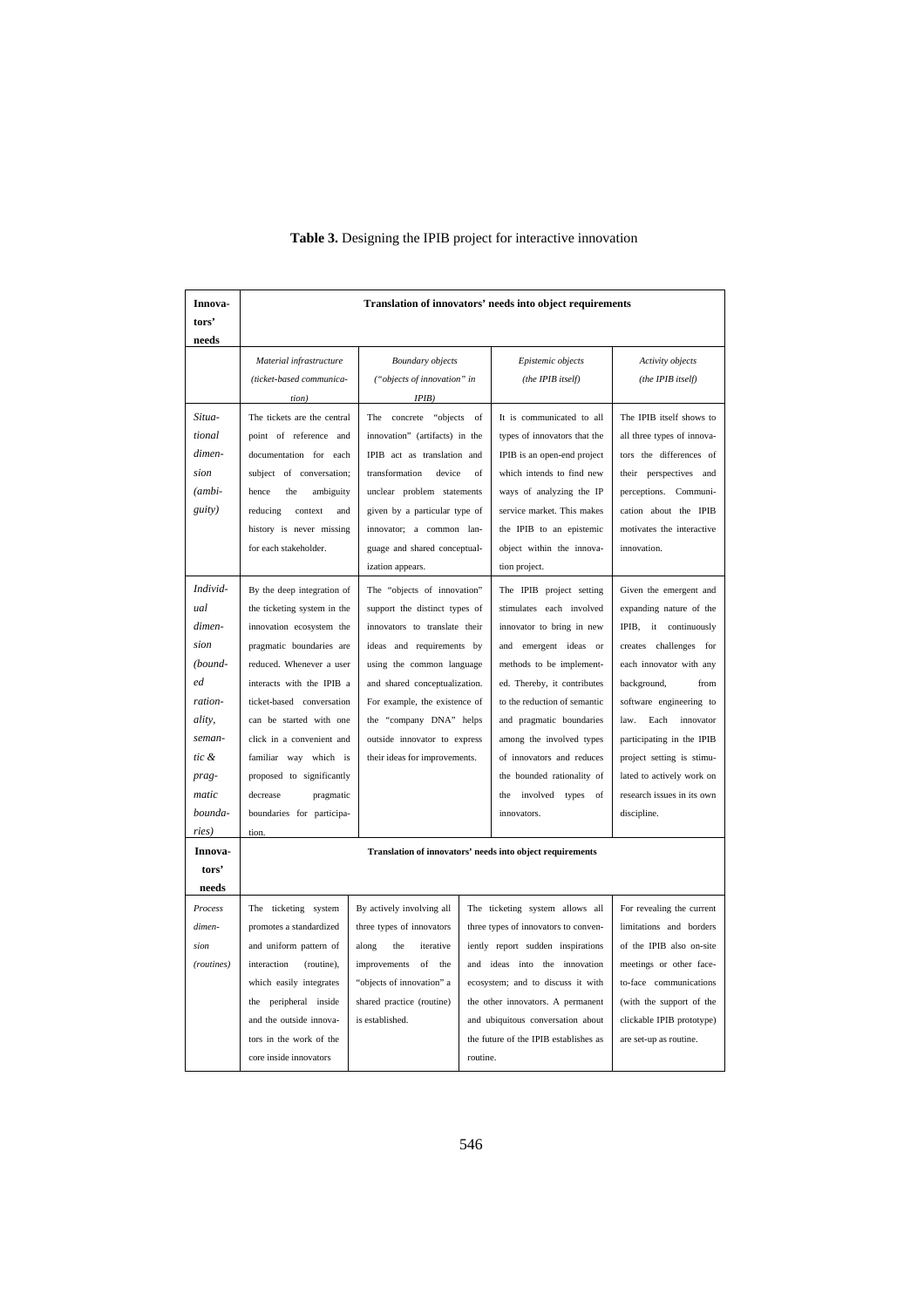**Table 3.** Designing the IPIB project for interactive innovation

| Innovators' needs | Translation of innovators' needs into object requirements | | | |
|---|---|---|---|---|
| | *Material infrastructure (ticket-based communication)* | *Boundary objects ("objects of innovation" in IPIB)* | *Epistemic objects (the IPIB itself)* | *Activity objects (the IPIB itself)* |
| *Situational dimension (ambiguity)* | The tickets are the central point of reference and documentation for each subject of conversation; hence the ambiguity reducing context and history is never missing for each stakeholder. | The concrete "objects of innovation" (artifacts) in the IPIB act as translation and transformation device of unclear problem statements given by a particular type of innovator; a common language and shared conceptualization appears. | It is communicated to all types of innovators that the IPIB is an open-end project which intends to find new ways of analyzing the IP service market. This makes the IPIB to an epistemic object within the innovation project. | The IPIB itself shows to all three types of innovators the differences of their perspectives and perceptions. Communication about the IPIB motivates the interactive innovation. |
| *Individual dimension (bounded rationality, semantic & pragmatic boundaries)* | By the deep integration of the ticketing system in the innovation ecosystem the pragmatic boundaries are reduced. Whenever a user interacts with the IPIB a ticket-based conversation can be started with one click in a convenient and familiar way which is proposed to significantly decrease pragmatic boundaries for participation. | The "objects of innovation" support the distinct types of innovators to translate their ideas and requirements by using the common language and shared conceptualization. For example, the existence of the "company DNA" helps outside innovator to express their ideas for improvements. | The IPIB project setting stimulates each involved innovator to bring in new and emergent ideas or methods to be implemented. Thereby, it contributes to the reduction of semantic and pragmatic boundaries among the involved types of innovators and reduces the bounded rationality of the involved types of innovators. | Given the emergent and expanding nature of the IPIB, it continuously creates challenges for each innovator with any background, from software engineering to law. Each innovator participating in the IPIB project setting is stimulated to actively work on research issues in its own discipline. |
| *Process dimension (routines)* | The ticketing system promotes a standardized and uniform pattern of interaction (routine), which easily integrates the peripheral inside and the outside innovators in the work of the core inside innovators | By actively involving all three types of innovators along the iterative improvements of the "objects of innovation" a shared practice (routine) is established. | The ticketing system allows all three types of innovators to conveniently report sudden inspirations and ideas into the innovation ecosystem; and to discuss it with the other innovators. A permanent and ubiquitous conversation about the future of the IPIB establishes as routine. | For revealing the current limitations and borders of the IPIB also on-site meetings or other face-to-face communications (with the support of the clickable IPIB prototype) are set-up as routine. |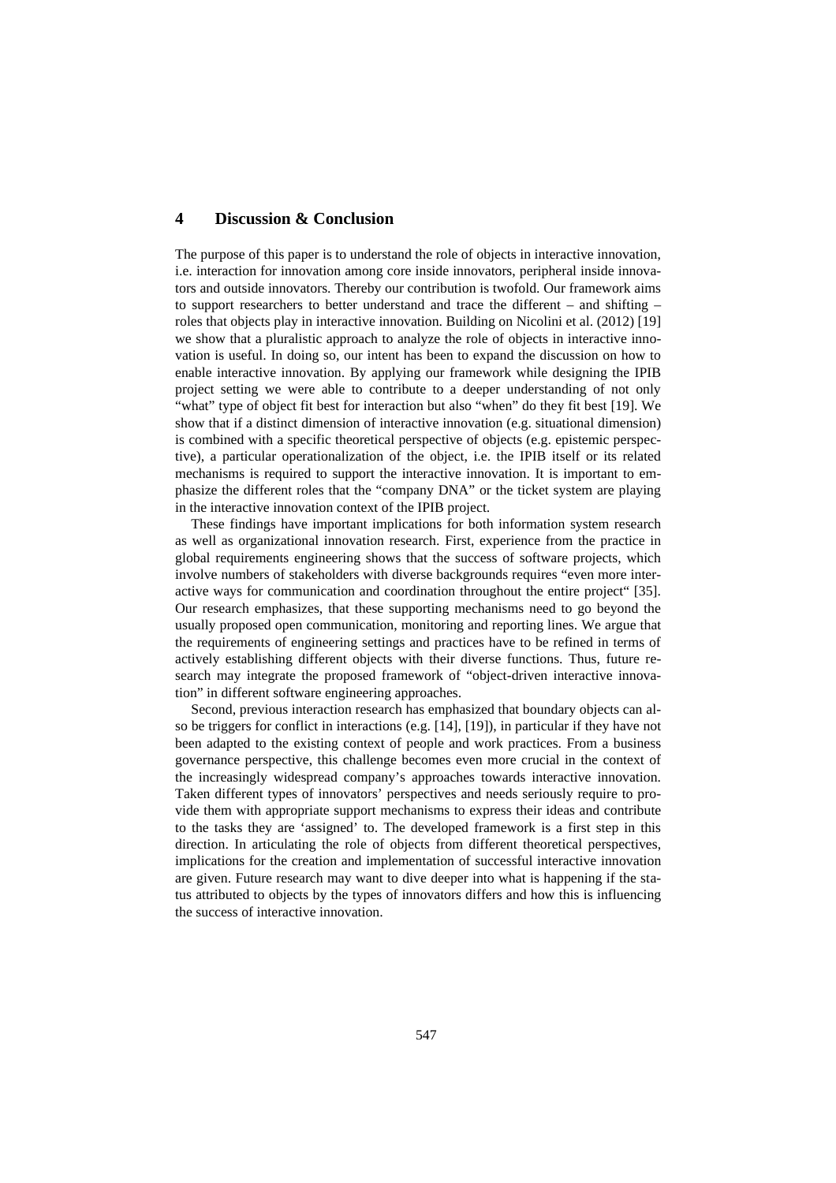## 4 Discussion & Conclusion

The purpose of this paper is to understand the role of objects in interactive innovation, i.e. interaction for innovation among core inside innovators, peripheral inside innovators and outside innovators. Thereby our contribution is twofold. Our framework aims to support researchers to better understand and trace the different – and shifting – roles that objects play in interactive innovation. Building on Nicolini et al. (2012) [19] we show that a pluralistic approach to analyze the role of objects in interactive innovation is useful. In doing so, our intent has been to expand the discussion on how to enable interactive innovation. By applying our framework while designing the IPIB project setting we were able to contribute to a deeper understanding of not only "what" type of object fit best for interaction but also "when" do they fit best [19]. We show that if a distinct dimension of interactive innovation (e.g. situational dimension) is combined with a specific theoretical perspective of objects (e.g. epistemic perspective), a particular operationalization of the object, i.e. the IPIB itself or its related mechanisms is required to support the interactive innovation. It is important to emphasize the different roles that the "company DNA" or the ticket system are playing in the interactive innovation context of the IPIB project.

These findings have important implications for both information system research as well as organizational innovation research. First, experience from the practice in global requirements engineering shows that the success of software projects, which involve numbers of stakeholders with diverse backgrounds requires "even more interactive ways for communication and coordination throughout the entire project" [35]. Our research emphasizes, that these supporting mechanisms need to go beyond the usually proposed open communication, monitoring and reporting lines. We argue that the requirements of engineering settings and practices have to be refined in terms of actively establishing different objects with their diverse functions. Thus, future research may integrate the proposed framework of "object-driven interactive innovation" in different software engineering approaches.

Second, previous interaction research has emphasized that boundary objects can also be triggers for conflict in interactions (e.g. [14], [19]), in particular if they have not been adapted to the existing context of people and work practices. From a business governance perspective, this challenge becomes even more crucial in the context of the increasingly widespread company's approaches towards interactive innovation. Taken different types of innovators' perspectives and needs seriously require to provide them with appropriate support mechanisms to express their ideas and contribute to the tasks they are 'assigned' to. The developed framework is a first step in this direction. In articulating the role of objects from different theoretical perspectives, implications for the creation and implementation of successful interactive innovation are given. Future research may want to dive deeper into what is happening if the status attributed to objects by the types of innovators differs and how this is influencing the success of interactive innovation.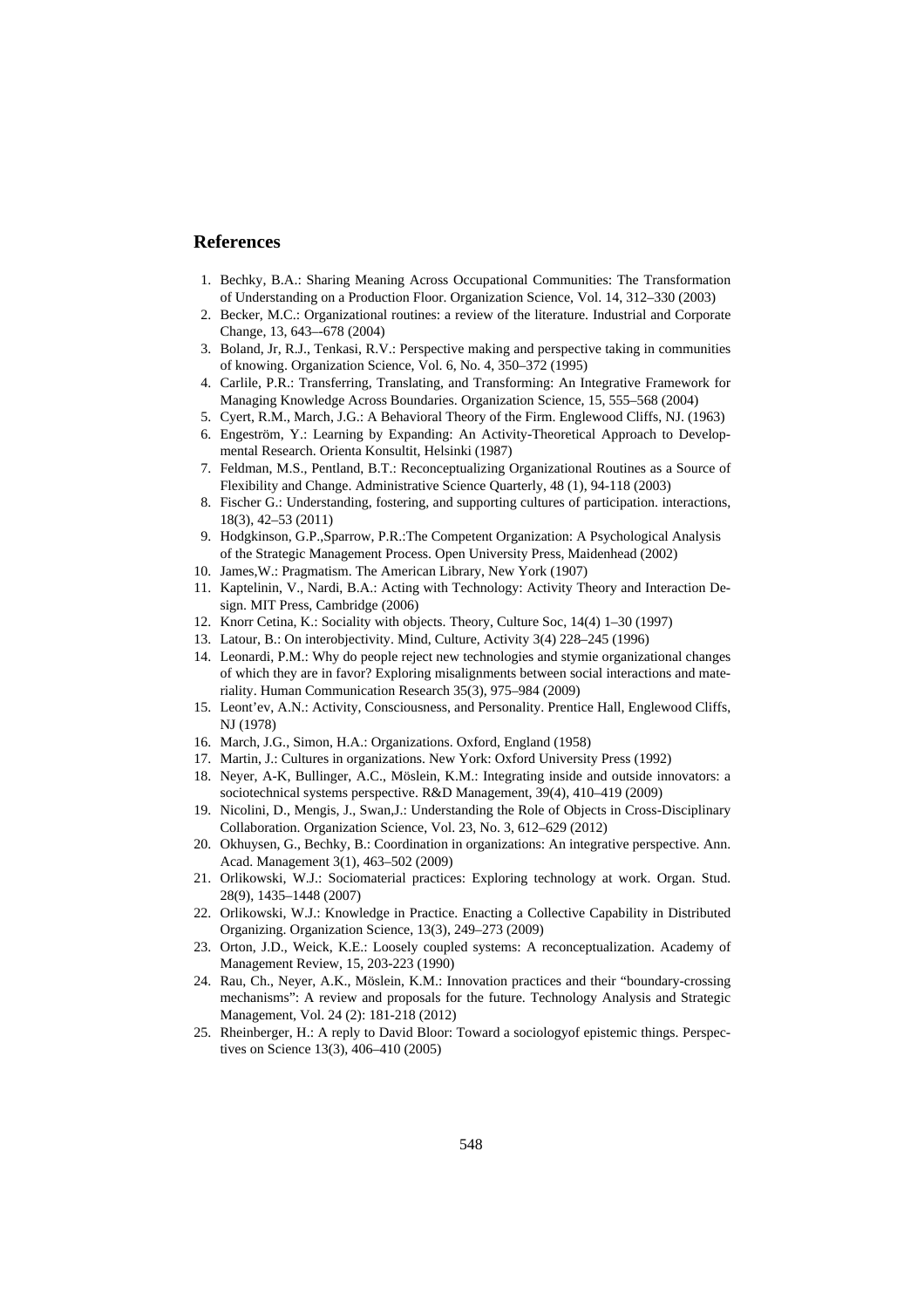## References

1. Bechky, B.A.: Sharing Meaning Across Occupational Communities: The Transformation of Understanding on a Production Floor. Organization Science, Vol. 14, 312–330 (2003)
2. Becker, M.C.: Organizational routines: a review of the literature. Industrial and Corporate Change, 13, 643-–678 (2004)
3. Boland, Jr, R.J., Tenkasi, R.V.: Perspective making and perspective taking in communities of knowing. Organization Science, Vol. 6, No. 4, 350–372 (1995)
4. Carlile, P.R.: Transferring, Translating, and Transforming: An Integrative Framework for Managing Knowledge Across Boundaries. Organization Science, 15, 555–568 (2004)
5. Cyert, R.M., March, J.G.: A Behavioral Theory of the Firm. Englewood Cliffs, NJ. (1963)
6. Engeström, Y.: Learning by Expanding: An Activity-Theoretical Approach to Developmental Research. Orienta Konsultit, Helsinki (1987)
7. Feldman, M.S., Pentland, B.T.: Reconceptualizing Organizational Routines as a Source of Flexibility and Change. Administrative Science Quarterly, 48 (1), 94-118 (2003)
8. Fischer G.: Understanding, fostering, and supporting cultures of participation. interactions, 18(3), 42–53 (2011)
9. Hodgkinson, G.P.,Sparrow, P.R.:The Competent Organization: A Psychological Analysis of the Strategic Management Process. Open University Press, Maidenhead (2002)
10. James,W.: Pragmatism. The American Library, New York (1907)
11. Kaptelinin, V., Nardi, B.A.: Acting with Technology: Activity Theory and Interaction Design. MIT Press, Cambridge (2006)
12. Knorr Cetina, K.: Sociality with objects. Theory, Culture Soc, 14(4) 1–30 (1997)
13. Latour, B.: On interobjectivity. Mind, Culture, Activity 3(4) 228–245 (1996)
14. Leonardi, P.M.: Why do people reject new technologies and stymie organizational changes of which they are in favor? Exploring misalignments between social interactions and materiality. Human Communication Research 35(3), 975–984 (2009)
15. Leont'ev, A.N.: Activity, Consciousness, and Personality. Prentice Hall, Englewood Cliffs, NJ (1978)
16. March, J.G., Simon, H.A.: Organizations. Oxford, England (1958)
17. Martin, J.: Cultures in organizations. New York: Oxford University Press (1992)
18. Neyer, A-K, Bullinger, A.C., Möslein, K.M.: Integrating inside and outside innovators: a sociotechnical systems perspective. R&D Management, 39(4), 410–419 (2009)
19. Nicolini, D., Mengis, J., Swan,J.: Understanding the Role of Objects in Cross-Disciplinary Collaboration. Organization Science, Vol. 23, No. 3, 612–629 (2012)
20. Okhuysen, G., Bechky, B.: Coordination in organizations: An integrative perspective. Ann. Acad. Management 3(1), 463–502 (2009)
21. Orlikowski, W.J.: Sociomaterial practices: Exploring technology at work. Organ. Stud. 28(9), 1435–1448 (2007)
22. Orlikowski, W.J.: Knowledge in Practice. Enacting a Collective Capability in Distributed Organizing. Organization Science, 13(3), 249–273 (2009)
23. Orton, J.D., Weick, K.E.: Loosely coupled systems: A reconceptualization. Academy of Management Review, 15, 203-223 (1990)
24. Rau, Ch., Neyer, A.K., Möslein, K.M.: Innovation practices and their "boundary-crossing mechanisms": A review and proposals for the future. Technology Analysis and Strategic Management, Vol. 24 (2): 181-218 (2012)
25. Rheinberger, H.: A reply to David Bloor: Toward a sociologyof epistemic things. Perspectives on Science 13(3), 406–410 (2005)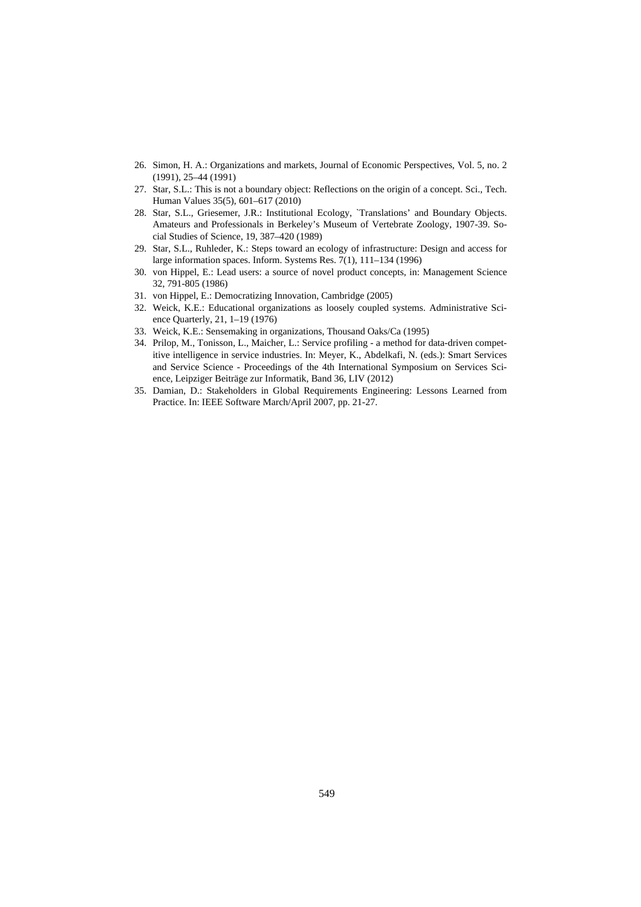26. Simon, H. A.: Organizations and markets, Journal of Economic Perspectives, Vol. 5, no. 2 (1991), 25–44 (1991)
27. Star, S.L.: This is not a boundary object: Reflections on the origin of a concept. Sci., Tech. Human Values 35(5), 601–617 (2010)
28. Star, S.L., Griesemer, J.R.: Institutional Ecology, `Translations' and Boundary Objects. Amateurs and Professionals in Berkeley's Museum of Vertebrate Zoology, 1907-39. Social Studies of Science, 19, 387–420 (1989)
29. Star, S.L., Ruhleder, K.: Steps toward an ecology of infrastructure: Design and access for large information spaces. Inform. Systems Res. 7(1), 111–134 (1996)
30. von Hippel, E.: Lead users: a source of novel product concepts, in: Management Science 32, 791-805 (1986)
31. von Hippel, E.: Democratizing Innovation, Cambridge (2005)
32. Weick, K.E.: Educational organizations as loosely coupled systems. Administrative Science Quarterly, 21, 1–19 (1976)
33. Weick, K.E.: Sensemaking in organizations, Thousand Oaks/Ca (1995)
34. Prilop, M., Tonisson, L., Maicher, L.: Service profiling - a method for data-driven competitive intelligence in service industries. In: Meyer, K., Abdelkafi, N. (eds.): Smart Services and Service Science - Proceedings of the 4th International Symposium on Services Science, Leipziger Beiträge zur Informatik, Band 36, LIV (2012)
35. Damian, D.: Stakeholders in Global Requirements Engineering: Lessons Learned from Practice. In: IEEE Software March/April 2007, pp. 21-27.